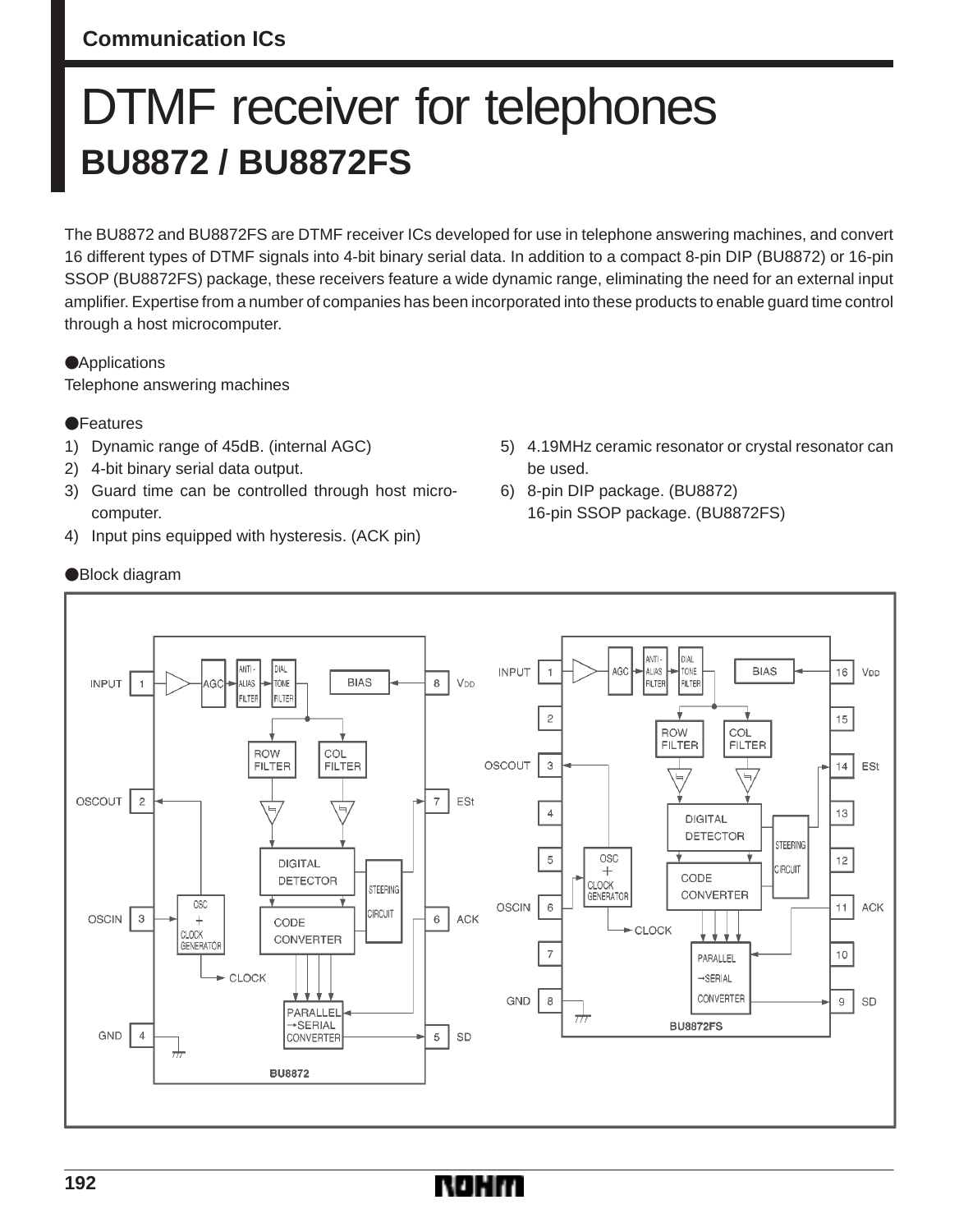Communication ICs

# DTMF receiver for telephones
## BU8872 / BU8872FS

The BU8872 and BU8872FS are DTMF receiver ICs developed for use in telephone answering machines, and convert 16 different types of DTMF signals into 4-bit binary serial data. In addition to a compact 8-pin DIP (BU8872) or 16-pin SSOP (BU8872FS) package, these receivers feature a wide dynamic range, eliminating the need for an external input amplifier. Expertise from a number of companies has been incorporated into these products to enable guard time control through a host microcomputer.

●Applications

Telephone answering machines

●Features

1) Dynamic range of 45dB. (internal AGC)
2) 4-bit binary serial data output.
3) Guard time can be controlled through host microcomputer.
4) Input pins equipped with hysteresis. (ACK pin)
5) 4.19MHz ceramic resonator or crystal resonator can be used.
6) 8-pin DIP package. (BU8872)
   16-pin SSOP package. (BU8872FS)

●Block diagram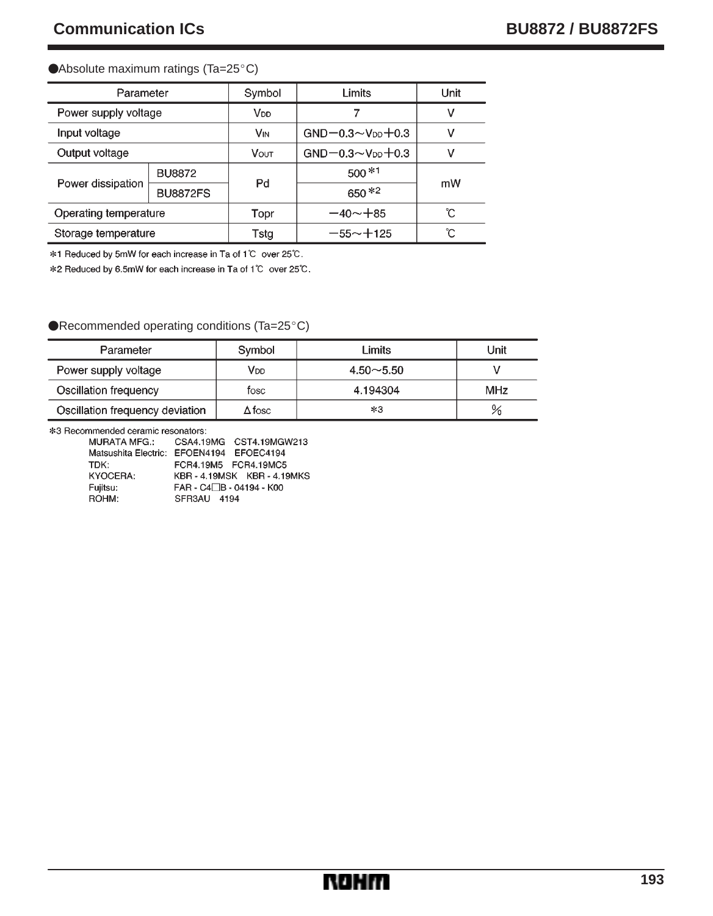## ●Absolute maximum ratings (Ta=25°C)

| Parameter | | Symbol | Limits | Unit |
|---|---|---|---|---|
| Power supply voltage | | $V_{DD}$ | 7 | V |
| Input voltage | | $V_{IN}$ | GND−0.3～$V_{DD}$+0.3 | V |
| Output voltage | | $V_{OUT}$ | GND−0.3～$V_{DD}$+0.3 | V |
| Power dissipation | BU8872 | Pd | 500 *1 | mW |
| | BU8872FS | | 650 *2 | |
| Operating temperature | | Topr | −40～+85 | ℃ |
| Storage temperature | | Tstg | −55～+125 | ℃ |

*1 Reduced by 5mW for each increase in Ta of 1℃ over 25℃.

*2 Reduced by 6.5mW for each increase in Ta of 1℃ over 25℃.

## ●Recommended operating conditions (Ta=25°C)

| Parameter | Symbol | Limits | Unit |
|---|---|---|---|
| Power supply voltage | $V_{DD}$ | 4.50～5.50 | V |
| Oscillation frequency | $f_{OSC}$ | 4.194304 | MHz |
| Oscillation frequency deviation | $\Delta f_{OSC}$ | *3 | % |

*3 Recommended ceramic resonators:

| | |
|---|---|
| MURATA MFG.: | CSA4.19MG CST4.19MGW213 |
| Matsushita Electric: | EFOEN4194 EFOEC4194 |
| TDK: | FCR4.19M5 FCR4.19MC5 |
| KYOCERA: | KBR - 4.19MSK KBR - 4.19MKS |
| Fujitsu: | FAR - C4□B - 04194 - K00 |
| ROHM: | SFR3AU 4194 |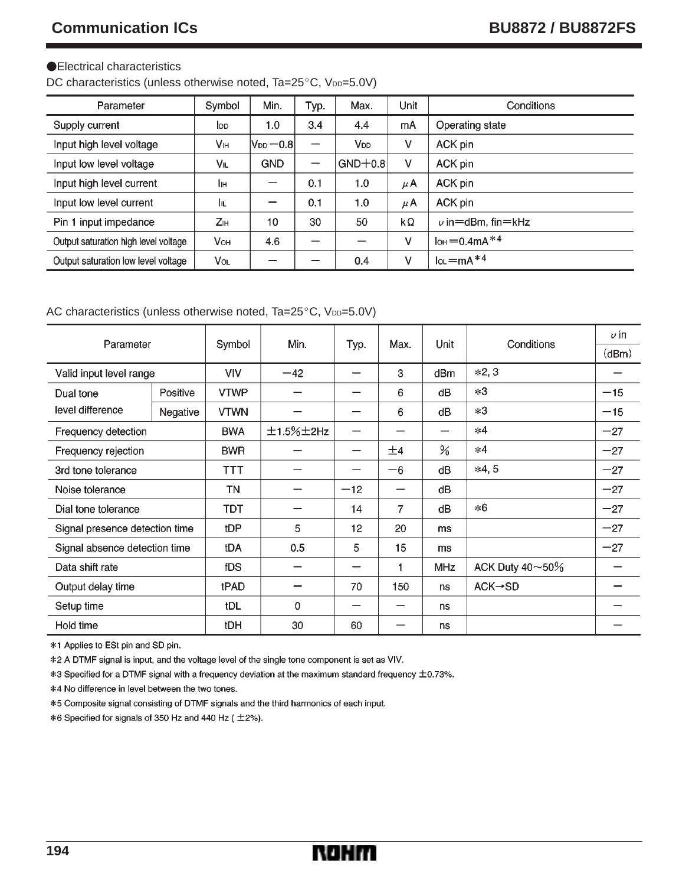●Electrical characteristics

DC characteristics (unless otherwise noted, Ta=25°C, $V_{DD}$=5.0V)

| Parameter | Symbol | Min. | Typ. | Max. | Unit | Conditions |
|---|---|---|---|---|---|---|
| Supply current | $I_{DD}$ | 1.0 | 3.4 | 4.4 | mA | Operating state |
| Input high level voltage | $V_{IH}$ | $V_{DD}$ −0.8 | − | $V_{DD}$ | V | ACK pin |
| Input low level voltage | $V_{IL}$ | GND | − | GND+0.8 | V | ACK pin |
| Input high level current | $I_{IH}$ | − | 0.1 | 1.0 | μA | ACK pin |
| Input low level current | $I_{IL}$ | − | 0.1 | 1.0 | μA | ACK pin |
| Pin 1 input impedance | $Z_{IH}$ | 10 | 30 | 50 | kΩ | υ in=dBm, fin=kHz |
| Output saturation high level voltage | $V_{OH}$ | 4.6 | − | − | V | $I_{OH}$=0.4mA *4 |
| Output saturation low level voltage | $V_{OL}$ | − | − | 0.4 | V | $I_{OL}$=mA *4 |

AC characteristics (unless otherwise noted, Ta=25°C, $V_{DD}$=5.0V)

| Parameter | | Symbol | Min. | Typ. | Max. | Unit | Conditions | υ in (dBm) |
|---|---|---|---|---|---|---|---|---|
| Valid input level range | | VIV | −42 | − | 3 | dBm | *2, 3 | − |
| Dual tone level difference | Positive | VTWP | − | − | 6 | dB | *3 | −15 |
| | Negative | VTWN | − | − | 6 | dB | *3 | −15 |
| Frequency detection | | BWA | ±1.5%±2Hz | − | − | − | *4 | −27 |
| Frequency rejection | | BWR | − | − | ±4 | % | *4 | −27 |
| 3rd tone tolerance | | TTT | − | − | −6 | dB | *4, 5 | −27 |
| Noise tolerance | | TN | − | −12 | − | dB | | −27 |
| Dial tone tolerance | | TDT | − | 14 | 7 | dB | *6 | −27 |
| Signal presence detection time | | tDP | 5 | 12 | 20 | ms | | −27 |
| Signal absence detection time | | tDA | 0.5 | 5 | 15 | ms | | −27 |
| Data shift rate | | fDS | − | − | 1 | MHz | ACK Duty 40~50% | − |
| Output delay time | | tPAD | − | 70 | 150 | ns | ACK→SD | − |
| Setup time | | tDL | 0 | − | − | ns | | − |
| Hold time | | tDH | 30 | 60 | − | ns | | − |

*1 Applies to ESt pin and SD pin.

*2 A DTMF signal is input, and the voltage level of the single tone component is set as VIV.

*3 Specified for a DTMF signal with a frequency deviation at the maximum standard frequency ±0.73%.

*4 No difference in level between the two tones.

*5 Composite signal consisting of DTMF signals and the third harmonics of each input.

*6 Specified for signals of 350 Hz and 440 Hz ( ±2%).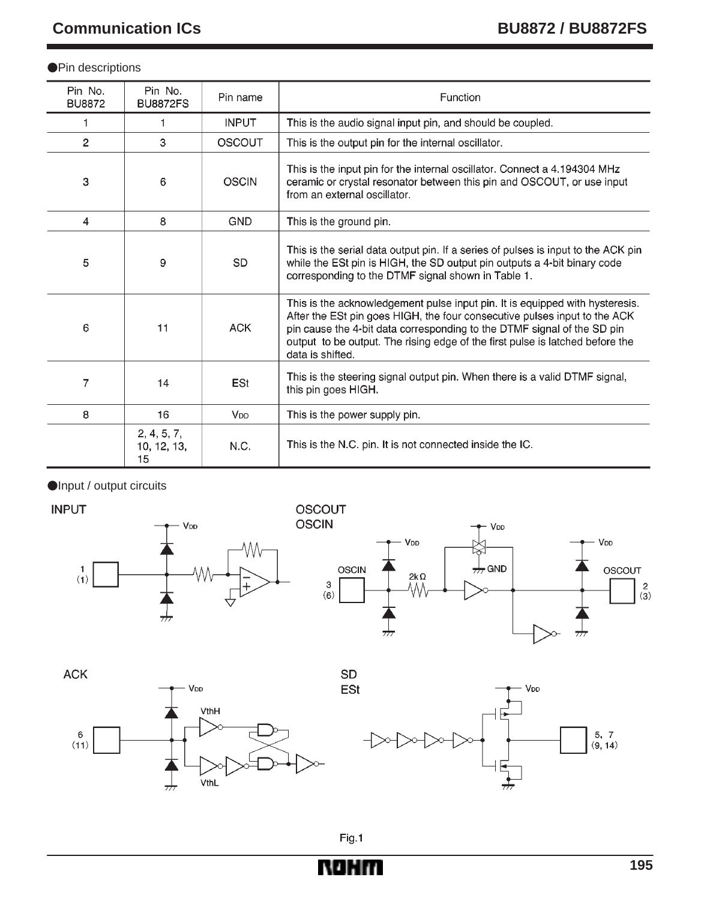●Pin descriptions

| Pin No. BU8872 | Pin No. BU8872FS | Pin name | Function |
|---|---|---|---|
| 1 | 1 | INPUT | This is the audio signal input pin, and should be coupled. |
| 2 | 3 | OSCOUT | This is the output pin for the internal oscillator. |
| 3 | 6 | OSCIN | This is the input pin for the internal oscillator. Connect a 4.194304 MHz ceramic or crystal resonator between this pin and OSCOUT, or use input from an external oscillator. |
| 4 | 8 | GND | This is the ground pin. |
| 5 | 9 | SD | This is the serial data output pin. If a series of pulses is input to the ACK pin while the ESt pin is HIGH, the SD output pin outputs a 4-bit binary code corresponding to the DTMF signal shown in Table 1. |
| 6 | 11 | ACK | This is the acknowledgement pulse input pin. It is equipped with hysteresis. After the ESt pin goes HIGH, the four consecutive pulses input to the ACK pin cause the 4-bit data corresponding to the DTMF signal of the SD pin output to be output. The rising edge of the first pulse is latched before the data is shifted. |
| 7 | 14 | ESt | This is the steering signal output pin. When there is a valid DTMF signal, this pin goes HIGH. |
| 8 | 16 | $V_{DD}$ | This is the power supply pin. |
| | 2, 4, 5, 7, 10, 12, 13, 15 | N.C. | This is the N.C. pin. It is not connected inside the IC. |

●Input / output circuits

INPUT

OSCOUT
OSCIN

ACK

SD
ESt

Fig.1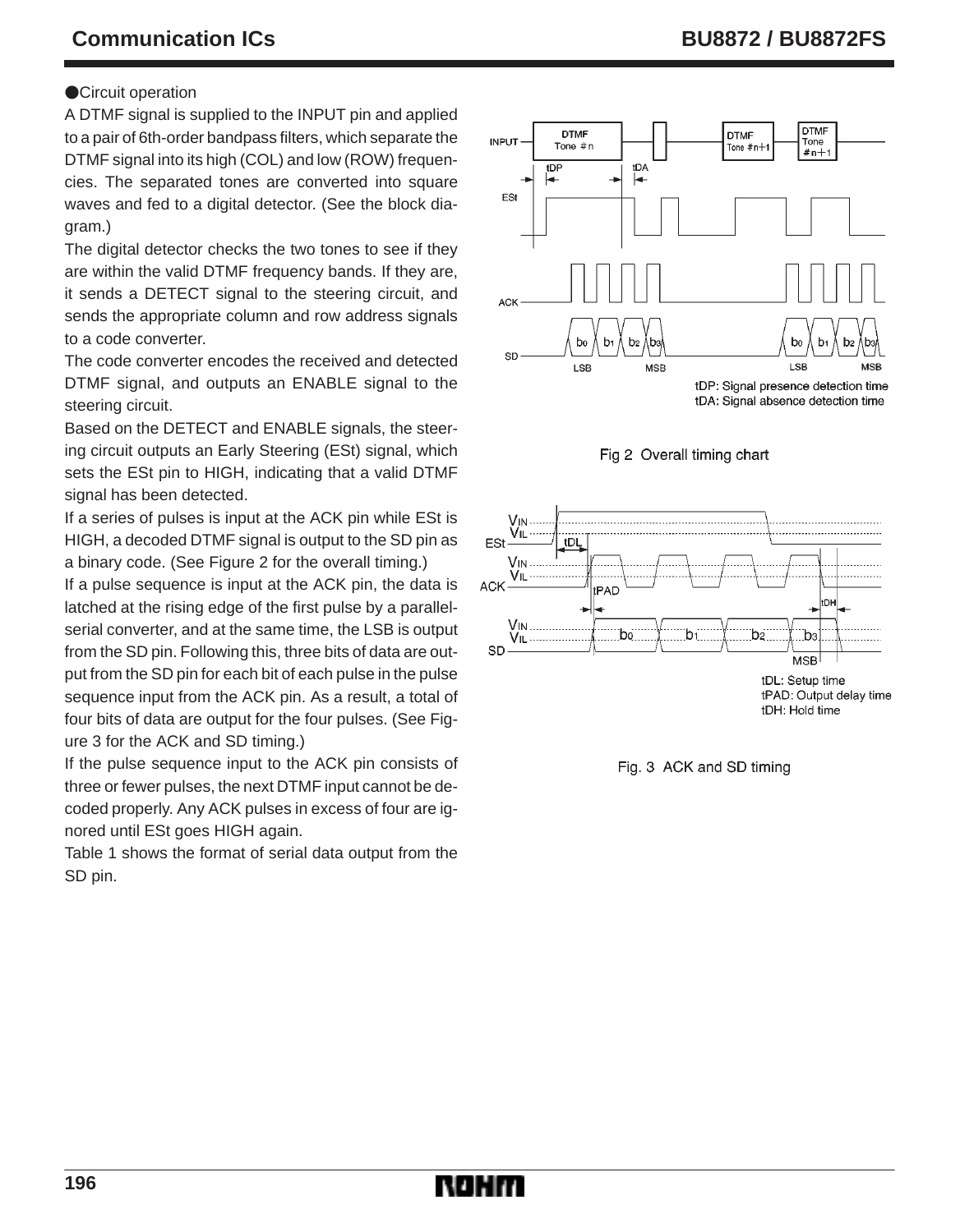## ● Circuit operation

A DTMF signal is supplied to the INPUT pin and applied to a pair of 6th-order bandpass filters, which separate the DTMF signal into its high (COL) and low (ROW) frequencies. The separated tones are converted into square waves and fed to a digital detector. (See the block diagram.)

The digital detector checks the two tones to see if they are within the valid DTMF frequency bands. If they are, it sends a DETECT signal to the steering circuit, and sends the appropriate column and row address signals to a code converter.

The code converter encodes the received and detected DTMF signal, and outputs an ENABLE signal to the steering circuit.

Based on the DETECT and ENABLE signals, the steering circuit outputs an Early Steering (ESt) signal, which sets the ESt pin to HIGH, indicating that a valid DTMF signal has been detected.

If a series of pulses is input at the ACK pin while ESt is HIGH, a decoded DTMF signal is output to the SD pin as a binary code. (See Figure 2 for the overall timing.)

If a pulse sequence is input at the ACK pin, the data is latched at the rising edge of the first pulse by a parallel-serial converter, and at the same time, the LSB is output from the SD pin. Following this, three bits of data are output from the SD pin for each bit of each pulse in the pulse sequence input from the ACK pin. As a result, a total of four bits of data are output for the four pulses. (See Figure 3 for the ACK and SD timing.)

If the pulse sequence input to the ACK pin consists of three or fewer pulses, the next DTMF input cannot be decoded properly. Any ACK pulses in excess of four are ignored until ESt goes HIGH again.

Table 1 shows the format of serial data output from the SD pin.

tDP: Signal presence detection time
tDA: Signal absence detection time

Fig 2 Overall timing chart

tDL: Setup time
tPAD: Output delay time
tDH: Hold time

Fig. 3 ACK and SD timing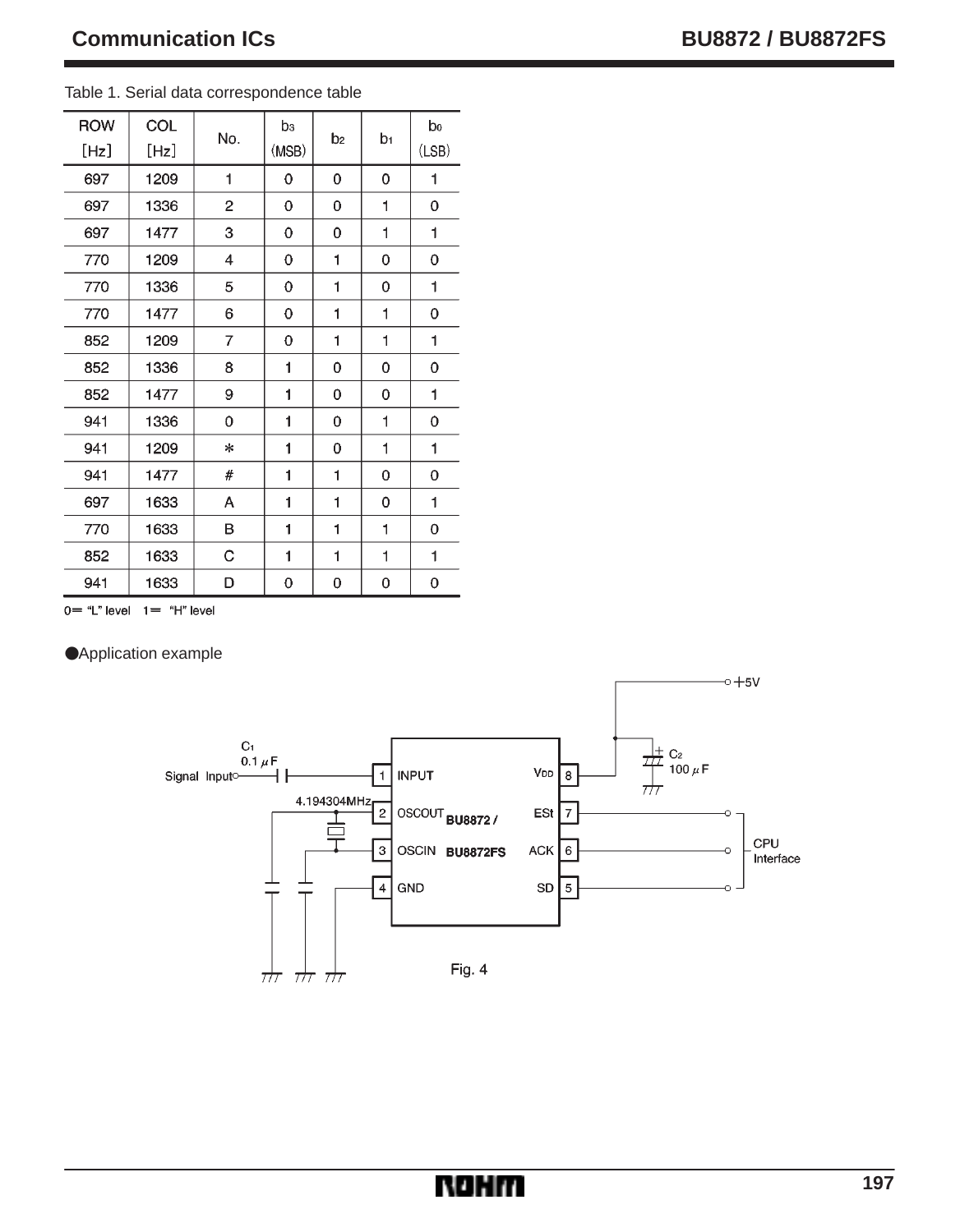Table 1. Serial data correspondence table

| ROW [Hz] | COL [Hz] | No. | $b_3$ (MSB) | $b_2$ | $b_1$ | $b_0$ (LSB) |
|---|---|---|---|---|---|---|
| 697 | 1209 | 1 | 0 | 0 | 0 | 1 |
| 697 | 1336 | 2 | 0 | 0 | 1 | 0 |
| 697 | 1477 | 3 | 0 | 0 | 1 | 1 |
| 770 | 1209 | 4 | 0 | 1 | 0 | 0 |
| 770 | 1336 | 5 | 0 | 1 | 0 | 1 |
| 770 | 1477 | 6 | 0 | 1 | 1 | 0 |
| 852 | 1209 | 7 | 0 | 1 | 1 | 1 |
| 852 | 1336 | 8 | 1 | 0 | 0 | 0 |
| 852 | 1477 | 9 | 1 | 0 | 0 | 1 |
| 941 | 1336 | 0 | 1 | 0 | 1 | 0 |
| 941 | 1209 | * | 1 | 0 | 1 | 1 |
| 941 | 1477 | # | 1 | 1 | 0 | 0 |
| 697 | 1633 | A | 1 | 1 | 0 | 1 |
| 770 | 1633 | B | 1 | 1 | 1 | 0 |
| 852 | 1633 | C | 1 | 1 | 1 | 1 |
| 941 | 1633 | D | 0 | 0 | 0 | 0 |

0= "L" level 1= "H" level

● Application example

Signal Input — $C_1$ 0.1 μF — 1 INPUT

4.194304MHz — 2 OSCOUT / 3 OSCIN

4 GND

BU8872 / BU8872FS

$V_{DD}$ 8 — +5V, $C_2$ 100 μF

ESt 7, ACK 6, SD 5 — CPU Interface

Fig. 4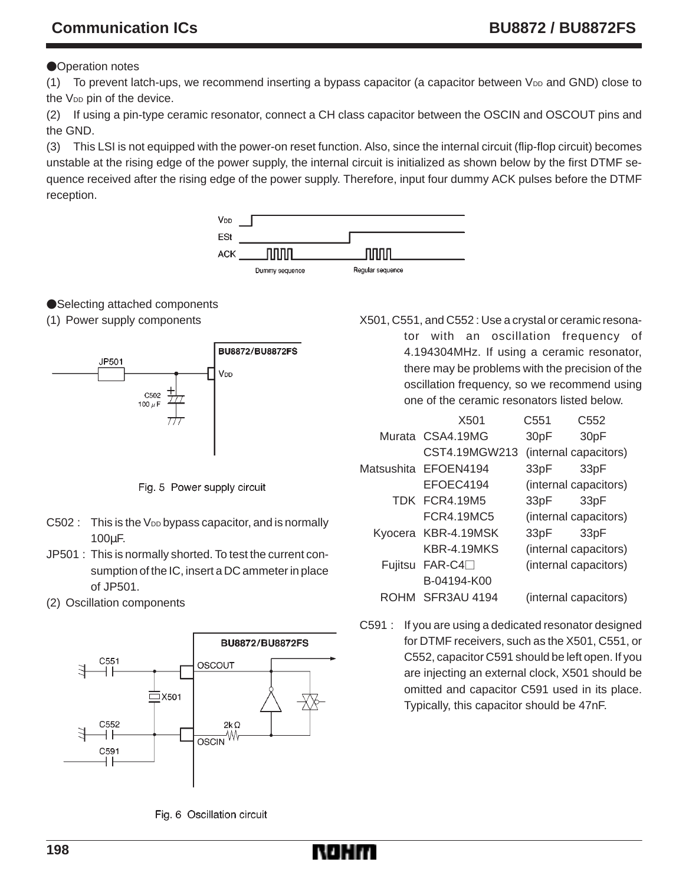●Operation notes

(1) To prevent latch-ups, we recommend inserting a bypass capacitor (a capacitor between $V_{DD}$ and GND) close to the $V_{DD}$ pin of the device.

(2) If using a pin-type ceramic resonator, connect a CH class capacitor between the OSCIN and OSCOUT pins and the GND.

(3) This LSI is not equipped with the power-on reset function. Also, since the internal circuit (flip-flop circuit) becomes unstable at the rising edge of the power supply, the internal circuit is initialized as shown below by the first DTMF sequence received after the rising edge of the power supply. Therefore, input four dummy ACK pulses before the DTMF reception.

$V_{DD}$

ESt

ACK

Dummy sequence    Regular sequence

●Selecting attached components

(1) Power supply components

BU8872/BU8872FS

JP501

$V_{DD}$

C502
100 μF

Fig. 5 Power supply circuit

C502 : This is the $V_{DD}$ bypass capacitor, and is normally 100μF.

JP501 : This is normally shorted. To test the current consumption of the IC, insert a DC ammeter in place of JP501.

(2) Oscillation components

BU8872/BU8872FS

C551

OSCOUT

X501

C552

2kΩ

OSCIN

C591

Fig. 6 Oscillation circuit

X501, C551, and C552 : Use a crystal or ceramic resonator with an oscillation frequency of 4.194304MHz. If using a ceramic resonator, there may be problems with the precision of the oscillation frequency, so we recommend using one of the ceramic resonators listed below.

| | X501 | C551 | C552 |
|---|---|---|---|
| Murata | CSA4.19MG | 30pF | 30pF |
| | CST4.19MGW213 | (internal capacitors) | |
| Matsushita | EFOEN4194 | 33pF | 33pF |
| | EFOEC4194 | (internal capacitors) | |
| TDK | FCR4.19M5 | 33pF | 33pF |
| | FCR4.19MC5 | (internal capacitors) | |
| Kyocera | KBR-4.19MSK | 33pF | 33pF |
| | KBR-4.19MKS | (internal capacitors) | |
| Fujitsu | FAR-C4□ | (internal capacitors) | |
| | B-04194-K00 | | |
| ROHM | SFR3AU 4194 | (internal capacitors) | |

C591 : If you are using a dedicated resonator designed for DTMF receivers, such as the X501, C551, or C552, capacitor C591 should be left open. If you are injecting an external clock, X501 should be omitted and capacitor C591 used in its place. Typically, this capacitor should be 47nF.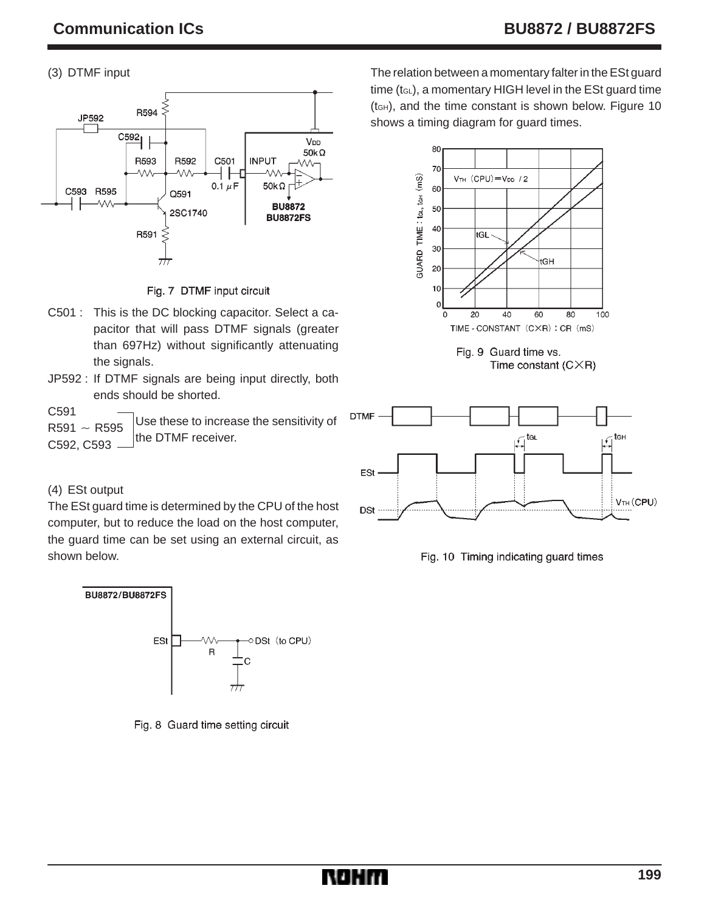(3) DTMF input

Fig. 7 DTMF input circuit

C501 : This is the DC blocking capacitor. Select a capacitor that will pass DTMF signals (greater than 697Hz) without significantly attenuating the signals.

JP592 : If DTMF signals are being input directly, both ends should be shorted.

C591, R591 ~ R595, C592, C593 : Use these to increase the sensitivity of the DTMF receiver.

(4) ESt output

The ESt guard time is determined by the CPU of the host computer, but to reduce the load on the host computer, the guard time can be set using an external circuit, as shown below.

Fig. 8 Guard time setting circuit

The relation between a momentary falter in the ESt guard time ($t_{GL}$), a momentary HIGH level in the ESt guard time ($t_{GH}$), and the time constant is shown below. Figure 10 shows a timing diagram for guard times.

Fig. 9 Guard time vs. Time constant (C×R)

Fig. 10 Timing indicating guard times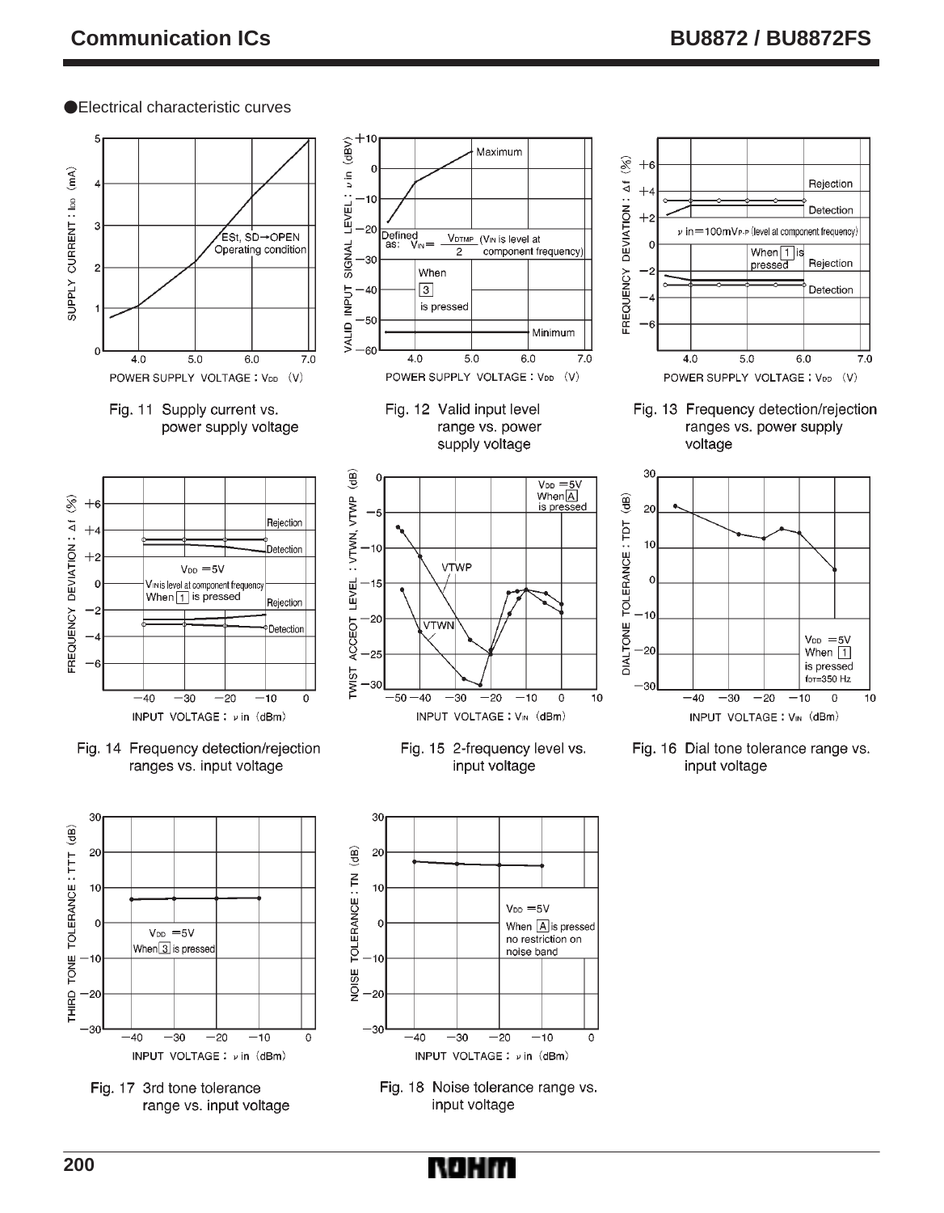●Electrical characteristic curves

Fig. 11 Supply current vs. power supply voltage

Fig. 12 Valid input level range vs. power supply voltage

Fig. 13 Frequency detection/rejection ranges vs. power supply voltage

Fig. 14 Frequency detection/rejection ranges vs. input voltage

Fig. 15 2-frequency level vs. input voltage

Fig. 16 Dial tone tolerance range vs. input voltage

Fig. 17 3rd tone tolerance range vs. input voltage

Fig. 18 Noise tolerance range vs. input voltage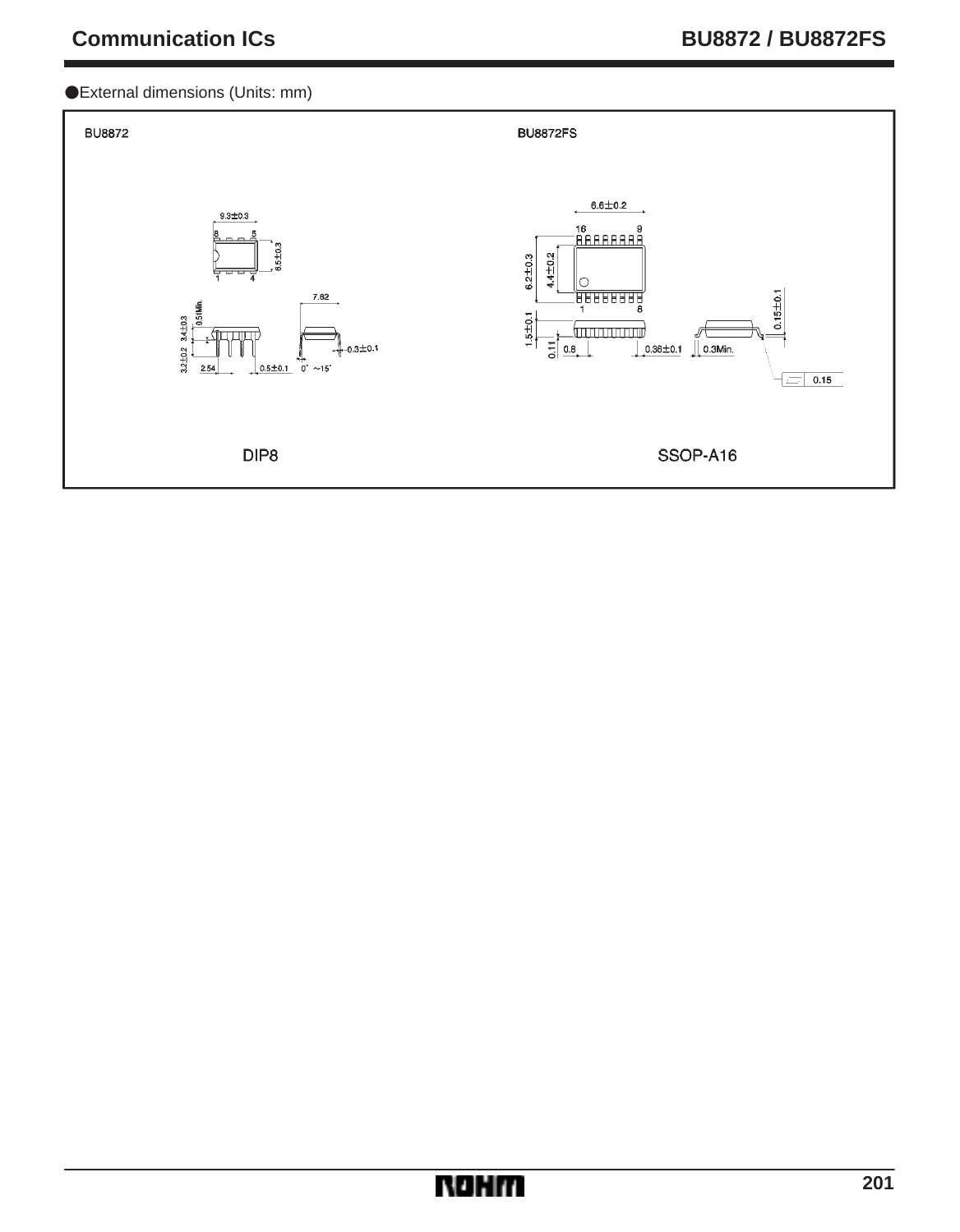●External dimensions (Units: mm)

BU8872

9.3±0.3

8 5

1 4

6.5±0.3

7.62

0.51Min.

3.4±0.3

3.2±0.2

2.54

0.5±0.1

0° ~15°

0.3±0.1

DIP8

BU8872FS

6.6±0.2

16 9

1 8

6.2±0.3

4.4±0.2

1.5±0.1

0.11

0.8

0.36±0.1

0.3Min.

0.15±0.1

0.15

SSOP-A16